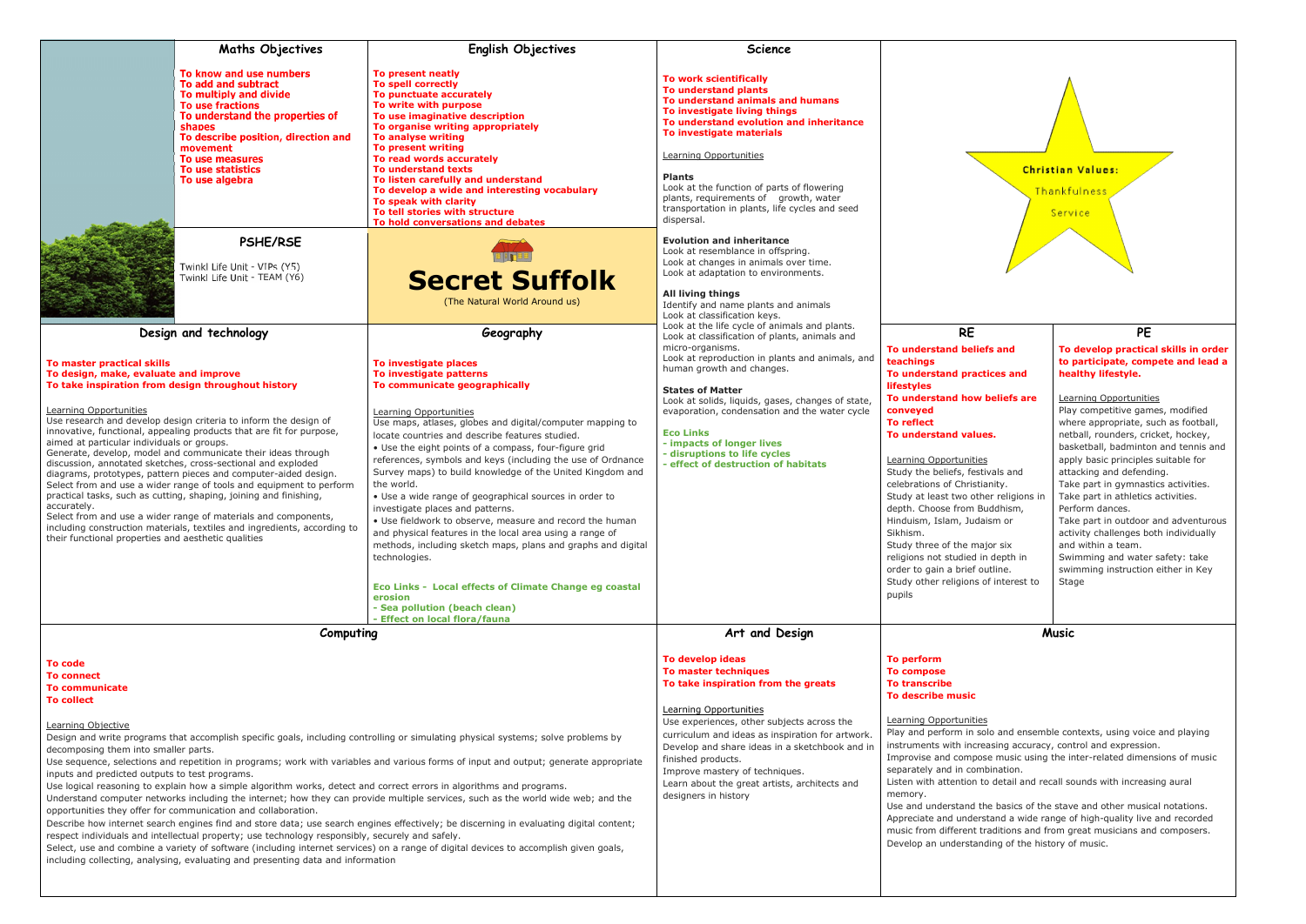# Secret Suffolk

(The Natural World Around us)

## Maths Objectives

**To know and use numbers**
**To add and subtract**
**To multiply and divide**
**To use fractions**
**To understand the properties of shapes**
**To describe position, direction and movement**
**To use measures**
**To use statistics**
**To use algebra**

## English Objectives

**To present neatly**
**To spell correctly**
**To punctuate accurately**
**To write with purpose**
**To use imaginative description**
**To organise writing appropriately**
**To analyse writing**
**To present writing**
**To read words accurately**
**To understand texts**
**To listen carefully and understand**
**To develop a wide and interesting vocabulary**
**To speak with clarity**
**To tell stories with structure**
**To hold conversations and debates**

## Science

**To work scientifically**
**To understand plants**
**To understand animals and humans**
**To investigate living things**
**To understand evolution and inheritance**
**To investigate materials**

Learning Opportunities

**Plants**
Look at the function of parts of flowering plants, requirements of growth, water transportation in plants, life cycles and seed dispersal.

**Evolution and inheritance**
Look at resemblance in offspring.
Look at changes in animals over time.
Look at adaptation to environments.

**All living things**
Identify and name plants and animals
Look at classification keys.
Look at the life cycle of animals and plants.
Look at classification of plants, animals and micro-organisms.
Look at reproduction in plants and animals, and human growth and changes.

**States of Matter**
Look at solids, liquids, gases, changes of state, evaporation, condensation and the water cycle

**Eco Links**
**- impacts of longer lives**
**- disruptions to life cycles**
**- effect of destruction of habitats**

## Christian Values:

Thankfulness

Service

## PSHE/RSE

Twinkl Life Unit - VIPs (Y5)
Twinkl Life Unit - TEAM (Y6)

## Design and technology

**To master practical skills**
**To design, make, evaluate and improve**
**To take inspiration from design throughout history**

Learning Opportunities
Use research and develop design criteria to inform the design of innovative, functional, appealing products that are fit for purpose, aimed at particular individuals or groups.
Generate, develop, model and communicate their ideas through discussion, annotated sketches, cross-sectional and exploded diagrams, prototypes, pattern pieces and computer-aided design.
Select from and use a wider range of tools and equipment to perform practical tasks, such as cutting, shaping, joining and finishing, accurately.
Select from and use a wider range of materials and components, including construction materials, textiles and ingredients, according to their functional properties and aesthetic qualities

## Geography

**To investigate places**
**To investigate patterns**
**To communicate geographically**

Learning Opportunities
Use maps, atlases, globes and digital/computer mapping to locate countries and describe features studied.
• Use the eight points of a compass, four-figure grid references, symbols and keys (including the use of Ordnance Survey maps) to build knowledge of the United Kingdom and the world.
• Use a wide range of geographical sources in order to investigate places and patterns.
• Use fieldwork to observe, measure and record the human and physical features in the local area using a range of methods, including sketch maps, plans and graphs and digital technologies.

**Eco Links - Local effects of Climate Change eg coastal erosion**
**- Sea pollution (beach clean)**
**- Effect on local flora/fauna**

## RE

**To understand beliefs and teachings**
**To understand practices and lifestyles**
**To understand how beliefs are conveyed**
**To reflect**
**To understand values.**

Learning Opportunities
Study the beliefs, festivals and celebrations of Christianity.
Study at least two other religions in depth. Choose from Buddhism, Hinduism, Islam, Judaism or Sikhism.
Study three of the major six religions not studied in depth in order to gain a brief outline.
Study other religions of interest to pupils

## PE

**To develop practical skills in order to participate, compete and lead a healthy lifestyle.**

Learning Opportunities
Play competitive games, modified where appropriate, such as football, netball, rounders, cricket, hockey, basketball, badminton and tennis and apply basic principles suitable for attacking and defending.
Take part in gymnastics activities.
Take part in athletics activities.
Perform dances.
Take part in outdoor and adventurous activity challenges both individually and within a team.
Swimming and water safety: take swimming instruction either in Key Stage

## Computing

**To code**
**To connect**
**To communicate**
**To collect**

Learning Objective
Design and write programs that accomplish specific goals, including controlling or simulating physical systems; solve problems by decomposing them into smaller parts.
Use sequence, selections and repetition in programs; work with variables and various forms of input and output; generate appropriate inputs and predicted outputs to test programs.
Use logical reasoning to explain how a simple algorithm works, detect and correct errors in algorithms and programs.
Understand computer networks including the internet; how they can provide multiple services, such as the world wide web; and the opportunities they offer for communication and collaboration.
Describe how internet search engines find and store data; use search engines effectively; be discerning in evaluating digital content; respect individuals and intellectual property; use technology responsibly, securely and safely.
Select, use and combine a variety of software (including internet services) on a range of digital devices to accomplish given goals, including collecting, analysing, evaluating and presenting data and information

## Art and Design

**To develop ideas**
**To master techniques**
**To take inspiration from the greats**

Learning Opportunities
Use experiences, other subjects across the curriculum and ideas as inspiration for artwork.
Develop and share ideas in a sketchbook and in finished products.
Improve mastery of techniques.
Learn about the great artists, architects and designers in history

## Music

**To perform**
**To compose**
**To transcribe**
**To describe music**

Learning Opportunities
Play and perform in solo and ensemble contexts, using voice and playing instruments with increasing accuracy, control and expression.
Improvise and compose music using the inter-related dimensions of music separately and in combination.
Listen with attention to detail and recall sounds with increasing aural memory.
Use and understand the basics of the stave and other musical notations.
Appreciate and understand a wide range of high-quality live and recorded music from different traditions and from great musicians and composers.
Develop an understanding of the history of music.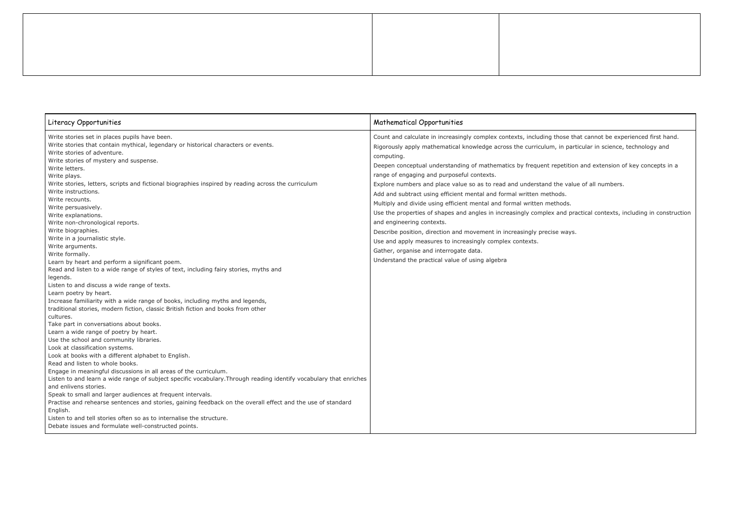| | | |
|---|---|---|
| | | |

| Literacy Opportunities | Mathematical Opportunities |
|---|---|
| Write stories set in places pupils have been.<br>Write stories that contain mythical, legendary or historical characters or events.<br>Write stories of adventure.<br>Write stories of mystery and suspense.<br>Write letters.<br>Write plays.<br>Write stories, letters, scripts and fictional biographies inspired by reading across the curriculum<br>Write instructions.<br>Write recounts.<br>Write persuasively.<br>Write explanations.<br>Write non-chronological reports.<br>Write biographies.<br>Write in a journalistic style.<br>Write arguments.<br>Write formally.<br>Learn by heart and perform a significant poem.<br>Read and listen to a wide range of styles of text, including fairy stories, myths and legends.<br>Listen to and discuss a wide range of texts.<br>Learn poetry by heart.<br>Increase familiarity with a wide range of books, including myths and legends, traditional stories, modern fiction, classic British fiction and books from other cultures.<br>Take part in conversations about books.<br>Learn a wide range of poetry by heart.<br>Use the school and community libraries.<br>Look at classification systems.<br>Look at books with a different alphabet to English.<br>Read and listen to whole books.<br>Engage in meaningful discussions in all areas of the curriculum.<br>Listen to and learn a wide range of subject specific vocabulary.Through reading identify vocabulary that enriches and enlivens stories.<br>Speak to small and larger audiences at frequent intervals.<br>Practise and rehearse sentences and stories, gaining feedback on the overall effect and the use of standard English.<br>Listen to and tell stories often so as to internalise the structure.<br>Debate issues and formulate well-constructed points. | Count and calculate in increasingly complex contexts, including those that cannot be experienced first hand.<br>Rigorously apply mathematical knowledge across the curriculum, in particular in science, technology and computing.<br>Deepen conceptual understanding of mathematics by frequent repetition and extension of key concepts in a range of engaging and purposeful contexts.<br>Explore numbers and place value so as to read and understand the value of all numbers.<br>Add and subtract using efficient mental and formal written methods.<br>Multiply and divide using efficient mental and formal written methods.<br>Use the properties of shapes and angles in increasingly complex and practical contexts, including in construction and engineering contexts.<br>Describe position, direction and movement in increasingly precise ways.<br>Use and apply measures to increasingly complex contexts.<br>Gather, organise and interrogate data.<br>Understand the practical value of using algebra |